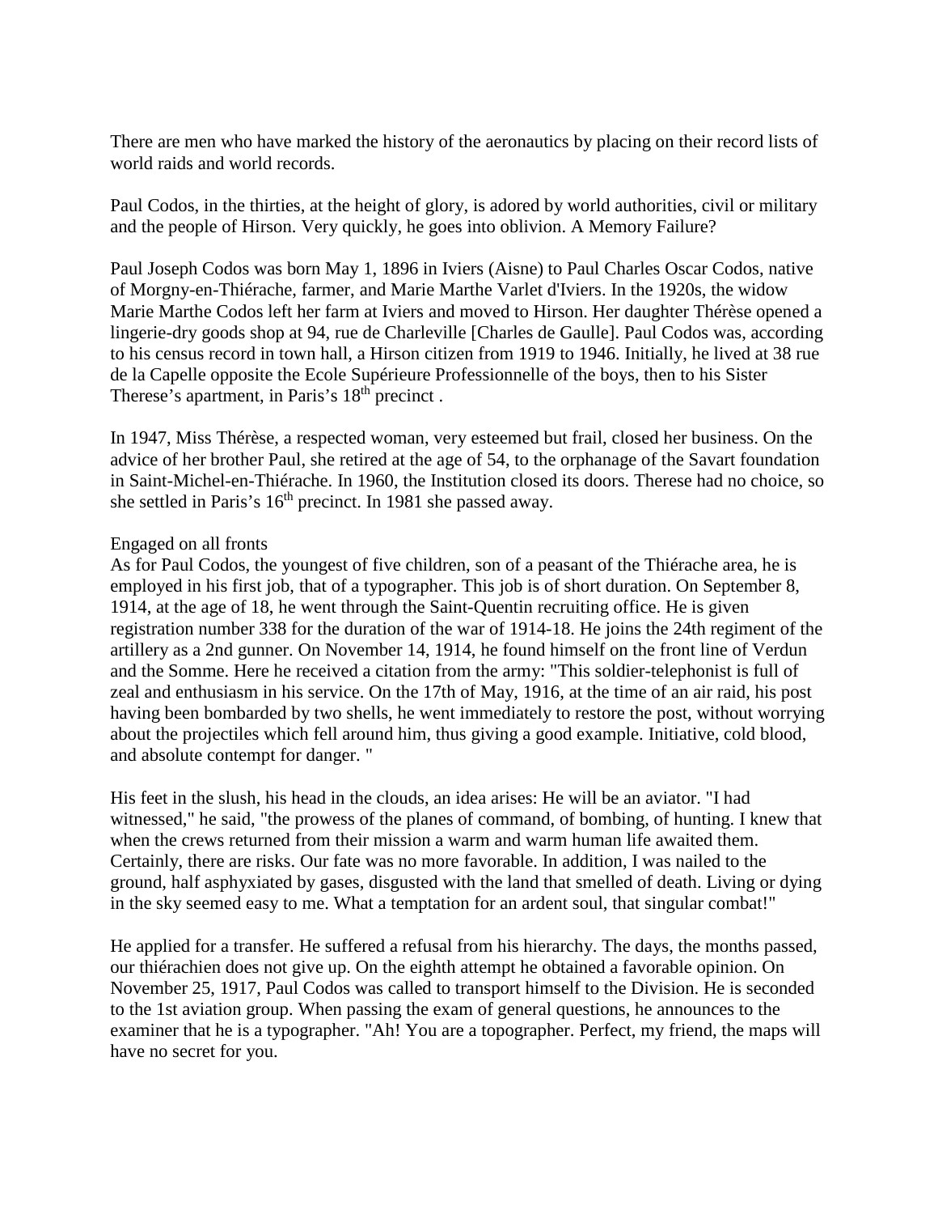There are men who have marked the history of the aeronautics by placing on their record lists of world raids and world records.

Paul Codos, in the thirties, at the height of glory, is adored by world authorities, civil or military and the people of Hirson. Very quickly, he goes into oblivion. A Memory Failure?

Paul Joseph Codos was born May 1, 1896 in Iviers (Aisne) to Paul Charles Oscar Codos, native of Morgny-en-Thiérache, farmer, and Marie Marthe Varlet d'Iviers. In the 1920s, the widow Marie Marthe Codos left her farm at Iviers and moved to Hirson. Her daughter Thérèse opened a lingerie-dry goods shop at 94, rue de Charleville [Charles de Gaulle]. Paul Codos was, according to his census record in town hall, a Hirson citizen from 1919 to 1946. Initially, he lived at 38 rue de la Capelle opposite the Ecole Supérieure Professionnelle of the boys, then to his Sister Therese's apartment, in Paris's 18th precinct .

In 1947, Miss Thérèse, a respected woman, very esteemed but frail, closed her business. On the advice of her brother Paul, she retired at the age of 54, to the orphanage of the Savart foundation in Saint-Michel-en-Thiérache. In 1960, the Institution closed its doors. Therese had no choice, so she settled in Paris's 16th precinct. In 1981 she passed away.

## Engaged on all fronts

As for Paul Codos, the youngest of five children, son of a peasant of the Thiérache area, he is employed in his first job, that of a typographer. This job is of short duration. On September 8, 1914, at the age of 18, he went through the Saint-Quentin recruiting office. He is given registration number 338 for the duration of the war of 1914-18. He joins the 24th regiment of the artillery as a 2nd gunner. On November 14, 1914, he found himself on the front line of Verdun and the Somme. Here he received a citation from the army: "This soldier-telephonist is full of zeal and enthusiasm in his service. On the 17th of May, 1916, at the time of an air raid, his post having been bombarded by two shells, he went immediately to restore the post, without worrying about the projectiles which fell around him, thus giving a good example. Initiative, cold blood, and absolute contempt for danger. "

His feet in the slush, his head in the clouds, an idea arises: He will be an aviator. "I had witnessed," he said, "the prowess of the planes of command, of bombing, of hunting. I knew that when the crews returned from their mission a warm and warm human life awaited them. Certainly, there are risks. Our fate was no more favorable. In addition, I was nailed to the ground, half asphyxiated by gases, disgusted with the land that smelled of death. Living or dying in the sky seemed easy to me. What a temptation for an ardent soul, that singular combat!"

He applied for a transfer. He suffered a refusal from his hierarchy. The days, the months passed, our thiérachien does not give up. On the eighth attempt he obtained a favorable opinion. On November 25, 1917, Paul Codos was called to transport himself to the Division. He is seconded to the 1st aviation group. When passing the exam of general questions, he announces to the examiner that he is a typographer. "Ah! You are a topographer. Perfect, my friend, the maps will have no secret for you.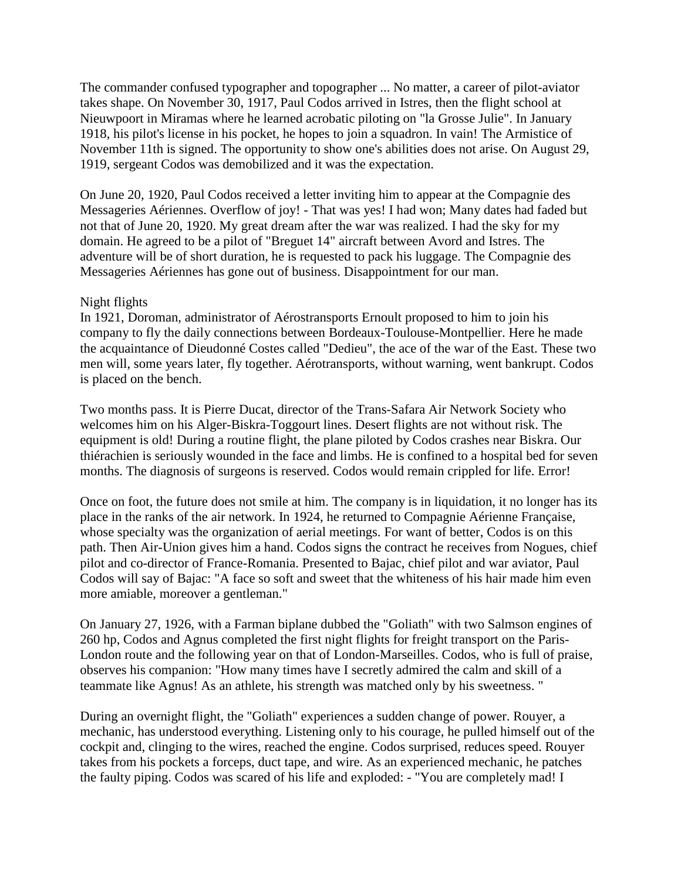The commander confused typographer and topographer ... No matter, a career of pilot-aviator takes shape. On November 30, 1917, Paul Codos arrived in Istres, then the flight school at Nieuwpoort in Miramas where he learned acrobatic piloting on "la Grosse Julie". In January 1918, his pilot's license in his pocket, he hopes to join a squadron. In vain! The Armistice of November 11th is signed. The opportunity to show one's abilities does not arise. On August 29, 1919, sergeant Codos was demobilized and it was the expectation.

On June 20, 1920, Paul Codos received a letter inviting him to appear at the Compagnie des Messageries Aériennes. Overflow of joy! - That was yes! I had won; Many dates had faded but not that of June 20, 1920. My great dream after the war was realized. I had the sky for my domain. He agreed to be a pilot of "Breguet 14" aircraft between Avord and Istres. The adventure will be of short duration, he is requested to pack his luggage. The Compagnie des Messageries Aériennes has gone out of business. Disappointment for our man.

Night flights

In 1921, Doroman, administrator of Aérostransports Ernoult proposed to him to join his company to fly the daily connections between Bordeaux-Toulouse-Montpellier. Here he made the acquaintance of Dieudonné Costes called "Dedieu", the ace of the war of the East. These two men will, some years later, fly together. Aérotransports, without warning, went bankrupt. Codos is placed on the bench.

Two months pass. It is Pierre Ducat, director of the Trans-Safara Air Network Society who welcomes him on his Alger-Biskra-Toggourt lines. Desert flights are not without risk. The equipment is old! During a routine flight, the plane piloted by Codos crashes near Biskra. Our thiérachien is seriously wounded in the face and limbs. He is confined to a hospital bed for seven months. The diagnosis of surgeons is reserved. Codos would remain crippled for life. Error!

Once on foot, the future does not smile at him. The company is in liquidation, it no longer has its place in the ranks of the air network. In 1924, he returned to Compagnie Aérienne Française, whose specialty was the organization of aerial meetings. For want of better, Codos is on this path. Then Air-Union gives him a hand. Codos signs the contract he receives from Nogues, chief pilot and co-director of France-Romania. Presented to Bajac, chief pilot and war aviator, Paul Codos will say of Bajac: "A face so soft and sweet that the whiteness of his hair made him even more amiable, moreover a gentleman."

On January 27, 1926, with a Farman biplane dubbed the "Goliath" with two Salmson engines of 260 hp, Codos and Agnus completed the first night flights for freight transport on the Paris-London route and the following year on that of London-Marseilles. Codos, who is full of praise, observes his companion: "How many times have I secretly admired the calm and skill of a teammate like Agnus! As an athlete, his strength was matched only by his sweetness. "

During an overnight flight, the "Goliath" experiences a sudden change of power. Rouyer, a mechanic, has understood everything. Listening only to his courage, he pulled himself out of the cockpit and, clinging to the wires, reached the engine. Codos surprised, reduces speed. Rouyer takes from his pockets a forceps, duct tape, and wire. As an experienced mechanic, he patches the faulty piping. Codos was scared of his life and exploded: - "You are completely mad! I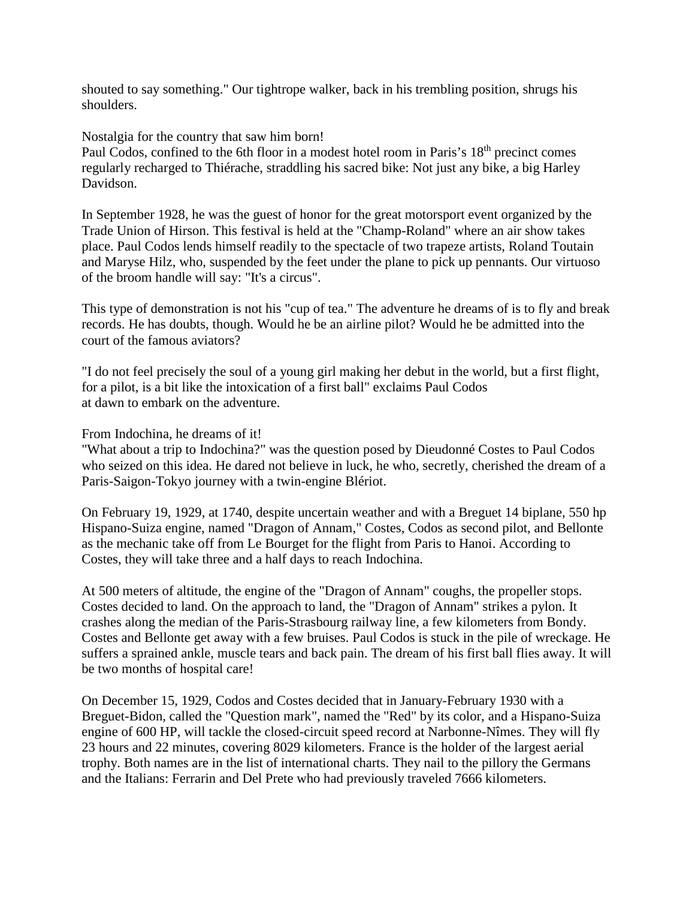shouted to say something." Our tightrope walker, back in his trembling position, shrugs his shoulders.

Nostalgia for the country that saw him born!
Paul Codos, confined to the 6th floor in a modest hotel room in Paris's 18th precinct comes regularly recharged to Thiérache, straddling his sacred bike: Not just any bike, a big Harley Davidson.

In September 1928, he was the guest of honor for the great motorsport event organized by the Trade Union of Hirson. This festival is held at the "Champ-Roland" where an air show takes place. Paul Codos lends himself readily to the spectacle of two trapeze artists, Roland Toutain and Maryse Hilz, who, suspended by the feet under the plane to pick up pennants. Our virtuoso of the broom handle will say: "It's a circus".

This type of demonstration is not his "cup of tea." The adventure he dreams of is to fly and break records. He has doubts, though. Would he be an airline pilot? Would he be admitted into the court of the famous aviators?

"I do not feel precisely the soul of a young girl making her debut in the world, but a first flight, for a pilot, is a bit like the intoxication of a first ball" exclaims Paul Codos at dawn to embark on the adventure.

From Indochina, he dreams of it!
"What about a trip to Indochina?" was the question posed by Dieudonné Costes to Paul Codos who seized on this idea. He dared not believe in luck, he who, secretly, cherished the dream of a Paris-Saigon-Tokyo journey with a twin-engine Blériot.

On February 19, 1929, at 1740, despite uncertain weather and with a Breguet 14 biplane, 550 hp Hispano-Suiza engine, named "Dragon of Annam," Costes, Codos as second pilot, and Bellonte as the mechanic take off from Le Bourget for the flight from Paris to Hanoi. According to Costes, they will take three and a half days to reach Indochina.

At 500 meters of altitude, the engine of the "Dragon of Annam" coughs, the propeller stops. Costes decided to land. On the approach to land, the "Dragon of Annam" strikes a pylon. It crashes along the median of the Paris-Strasbourg railway line, a few kilometers from Bondy. Costes and Bellonte get away with a few bruises. Paul Codos is stuck in the pile of wreckage. He suffers a sprained ankle, muscle tears and back pain. The dream of his first ball flies away. It will be two months of hospital care!

On December 15, 1929, Codos and Costes decided that in January-February 1930 with a Breguet-Bidon, called the "Question mark", named the "Red" by its color, and a Hispano-Suiza engine of 600 HP, will tackle the closed-circuit speed record at Narbonne-Nîmes. They will fly 23 hours and 22 minutes, covering 8029 kilometers. France is the holder of the largest aerial trophy. Both names are in the list of international charts. They nail to the pillory the Germans and the Italians: Ferrarin and Del Prete who had previously traveled 7666 kilometers.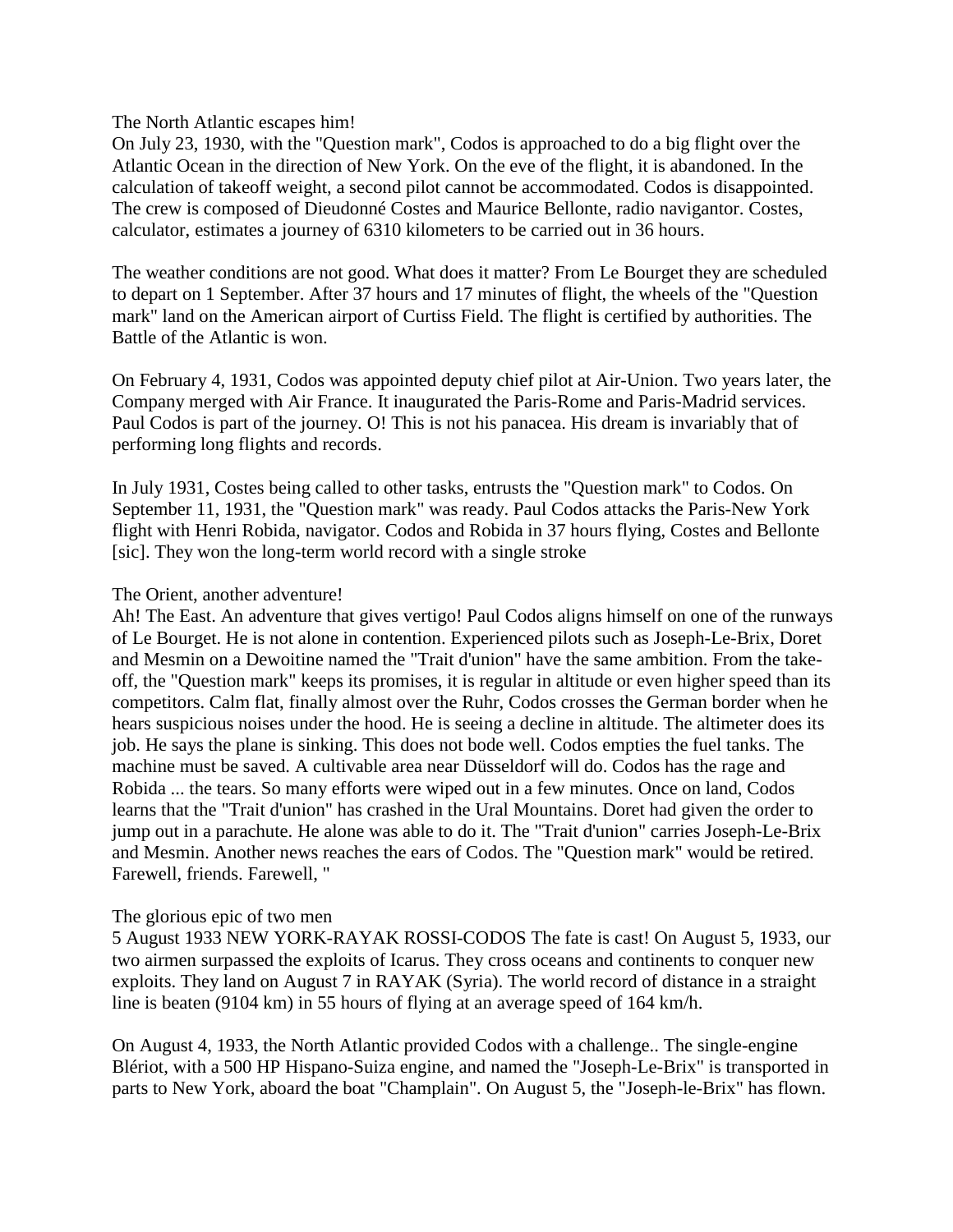The North Atlantic escapes him!

On July 23, 1930, with the "Question mark", Codos is approached to do a big flight over the Atlantic Ocean in the direction of New York. On the eve of the flight, it is abandoned. In the calculation of takeoff weight, a second pilot cannot be accommodated. Codos is disappointed. The crew is composed of Dieudonné Costes and Maurice Bellonte, radio navigantor. Costes, calculator, estimates a journey of 6310 kilometers to be carried out in 36 hours.

The weather conditions are not good. What does it matter? From Le Bourget they are scheduled to depart on 1 September. After 37 hours and 17 minutes of flight, the wheels of the "Question mark" land on the American airport of Curtiss Field. The flight is certified by authorities. The Battle of the Atlantic is won.

On February 4, 1931, Codos was appointed deputy chief pilot at Air-Union. Two years later, the Company merged with Air France. It inaugurated the Paris-Rome and Paris-Madrid services. Paul Codos is part of the journey. O! This is not his panacea. His dream is invariably that of performing long flights and records.

In July 1931, Costes being called to other tasks, entrusts the "Question mark" to Codos. On September 11, 1931, the "Question mark" was ready. Paul Codos attacks the Paris-New York flight with Henri Robida, navigator. Codos and Robida in 37 hours flying, Costes and Bellonte [sic]. They won the long-term world record with a single stroke

The Orient, another adventure!

Ah! The East. An adventure that gives vertigo! Paul Codos aligns himself on one of the runways of Le Bourget. He is not alone in contention. Experienced pilots such as Joseph-Le-Brix, Doret and Mesmin on a Dewoitine named the "Trait d'union" have the same ambition. From the take-off, the "Question mark" keeps its promises, it is regular in altitude or even higher speed than its competitors. Calm flat, finally almost over the Ruhr, Codos crosses the German border when he hears suspicious noises under the hood. He is seeing a decline in altitude. The altimeter does its job. He says the plane is sinking. This does not bode well. Codos empties the fuel tanks. The machine must be saved. A cultivable area near Düsseldorf will do. Codos has the rage and Robida ... the tears. So many efforts were wiped out in a few minutes. Once on land, Codos learns that the "Trait d'union" has crashed in the Ural Mountains. Doret had given the order to jump out in a parachute. He alone was able to do it. The "Trait d'union" carries Joseph-Le-Brix and Mesmin. Another news reaches the ears of Codos. The "Question mark" would be retired. Farewell, friends. Farewell, "

The glorious epic of two men

5 August 1933 NEW YORK-RAYAK ROSSI-CODOS The fate is cast! On August 5, 1933, our two airmen surpassed the exploits of Icarus. They cross oceans and continents to conquer new exploits. They land on August 7 in RAYAK (Syria). The world record of distance in a straight line is beaten (9104 km) in 55 hours of flying at an average speed of 164 km/h.

On August 4, 1933, the North Atlantic provided Codos with a challenge.. The single-engine Blériot, with a 500 HP Hispano-Suiza engine, and named the "Joseph-Le-Brix" is transported in parts to New York, aboard the boat "Champlain". On August 5, the "Joseph-le-Brix" has flown.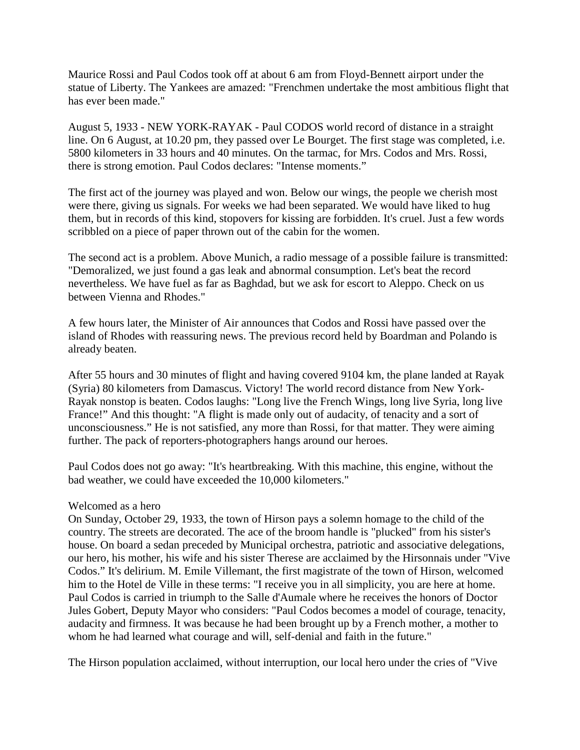Maurice Rossi and Paul Codos took off at about 6 am from Floyd-Bennett airport under the statue of Liberty. The Yankees are amazed: "Frenchmen undertake the most ambitious flight that has ever been made."

August 5, 1933 - NEW YORK-RAYAK - Paul CODOS world record of distance in a straight line. On 6 August, at 10.20 pm, they passed over Le Bourget. The first stage was completed, i.e. 5800 kilometers in 33 hours and 40 minutes. On the tarmac, for Mrs. Codos and Mrs. Rossi, there is strong emotion. Paul Codos declares: "Intense moments."

The first act of the journey was played and won. Below our wings, the people we cherish most were there, giving us signals. For weeks we had been separated. We would have liked to hug them, but in records of this kind, stopovers for kissing are forbidden. It's cruel. Just a few words scribbled on a piece of paper thrown out of the cabin for the women.

The second act is a problem. Above Munich, a radio message of a possible failure is transmitted: "Demoralized, we just found a gas leak and abnormal consumption. Let's beat the record nevertheless. We have fuel as far as Baghdad, but we ask for escort to Aleppo. Check on us between Vienna and Rhodes."

A few hours later, the Minister of Air announces that Codos and Rossi have passed over the island of Rhodes with reassuring news. The previous record held by Boardman and Polando is already beaten.

After 55 hours and 30 minutes of flight and having covered 9104 km, the plane landed at Rayak (Syria) 80 kilometers from Damascus. Victory! The world record distance from New York-Rayak nonstop is beaten. Codos laughs: "Long live the French Wings, long live Syria, long live France!" And this thought: "A flight is made only out of audacity, of tenacity and a sort of unconsciousness." He is not satisfied, any more than Rossi, for that matter. They were aiming further. The pack of reporters-photographers hangs around our heroes.

Paul Codos does not go away: "It's heartbreaking. With this machine, this engine, without the bad weather, we could have exceeded the 10,000 kilometers."

Welcomed as a hero

On Sunday, October 29, 1933, the town of Hirson pays a solemn homage to the child of the country. The streets are decorated. The ace of the broom handle is "plucked" from his sister's house. On board a sedan preceded by Municipal orchestra, patriotic and associative delegations, our hero, his mother, his wife and his sister Therese are acclaimed by the Hirsonnais under "Vive Codos." It's delirium. M. Emile Villemant, the first magistrate of the town of Hirson, welcomed him to the Hotel de Ville in these terms: "I receive you in all simplicity, you are here at home. Paul Codos is carried in triumph to the Salle d'Aumale where he receives the honors of Doctor Jules Gobert, Deputy Mayor who considers: "Paul Codos becomes a model of courage, tenacity, audacity and firmness. It was because he had been brought up by a French mother, a mother to whom he had learned what courage and will, self-denial and faith in the future."

The Hirson population acclaimed, without interruption, our local hero under the cries of "Vive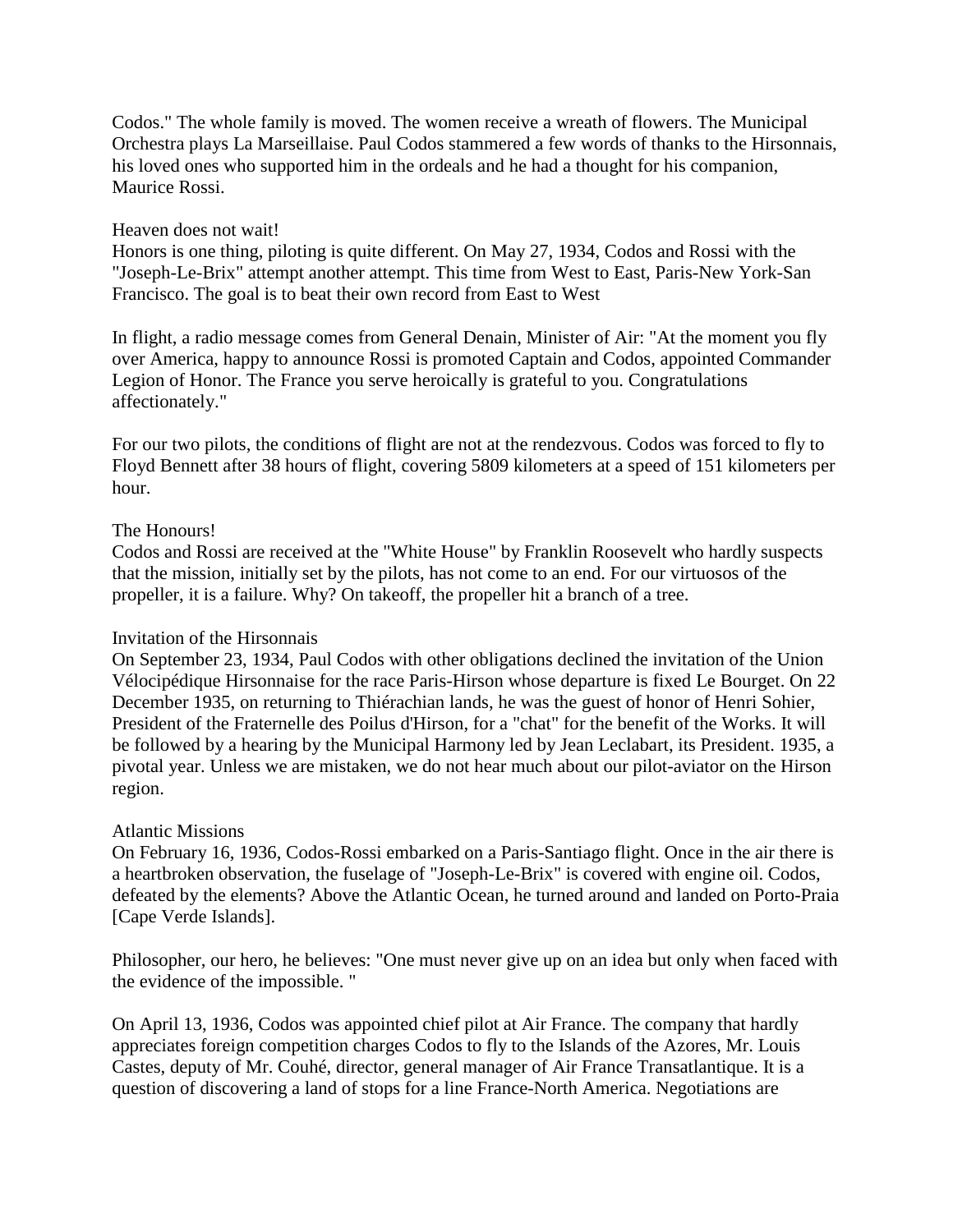Codos." The whole family is moved. The women receive a wreath of flowers. The Municipal Orchestra plays La Marseillaise. Paul Codos stammered a few words of thanks to the Hirsonnais, his loved ones who supported him in the ordeals and he had a thought for his companion, Maurice Rossi.

Heaven does not wait!

Honors is one thing, piloting is quite different. On May 27, 1934, Codos and Rossi with the "Joseph-Le-Brix" attempt another attempt. This time from West to East, Paris-New York-San Francisco. The goal is to beat their own record from East to West

In flight, a radio message comes from General Denain, Minister of Air: "At the moment you fly over America, happy to announce Rossi is promoted Captain and Codos, appointed Commander Legion of Honor. The France you serve heroically is grateful to you. Congratulations affectionately."

For our two pilots, the conditions of flight are not at the rendezvous. Codos was forced to fly to Floyd Bennett after 38 hours of flight, covering 5809 kilometers at a speed of 151 kilometers per hour.

The Honours!

Codos and Rossi are received at the "White House" by Franklin Roosevelt who hardly suspects that the mission, initially set by the pilots, has not come to an end. For our virtuosos of the propeller, it is a failure. Why? On takeoff, the propeller hit a branch of a tree.

Invitation of the Hirsonnais

On September 23, 1934, Paul Codos with other obligations declined the invitation of the Union Vélocipédique Hirsonnaise for the race Paris-Hirson whose departure is fixed Le Bourget. On 22 December 1935, on returning to Thiérachian lands, he was the guest of honor of Henri Sohier, President of the Fraternelle des Poilus d'Hirson, for a "chat" for the benefit of the Works. It will be followed by a hearing by the Municipal Harmony led by Jean Leclabart, its President. 1935, a pivotal year. Unless we are mistaken, we do not hear much about our pilot-aviator on the Hirson region.

Atlantic Missions

On February 16, 1936, Codos-Rossi embarked on a Paris-Santiago flight. Once in the air there is a heartbroken observation, the fuselage of "Joseph-Le-Brix" is covered with engine oil. Codos, defeated by the elements? Above the Atlantic Ocean, he turned around and landed on Porto-Praia [Cape Verde Islands].

Philosopher, our hero, he believes: "One must never give up on an idea but only when faced with the evidence of the impossible. "

On April 13, 1936, Codos was appointed chief pilot at Air France. The company that hardly appreciates foreign competition charges Codos to fly to the Islands of the Azores, Mr. Louis Castes, deputy of Mr. Couhé, director, general manager of Air France Transatlantique. It is a question of discovering a land of stops for a line France-North America. Negotiations are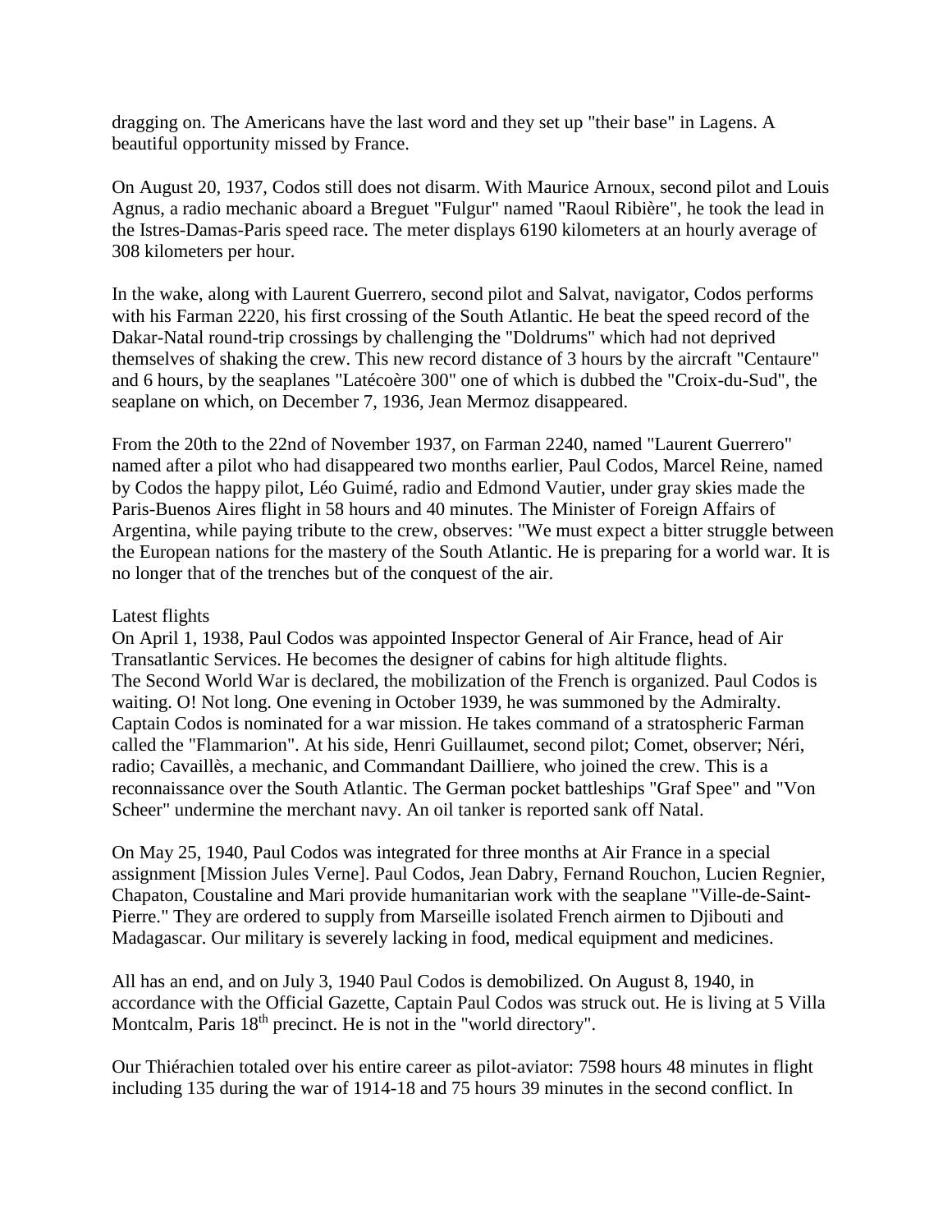dragging on. The Americans have the last word and they set up "their base" in Lagens. A beautiful opportunity missed by France.

On August 20, 1937, Codos still does not disarm. With Maurice Arnoux, second pilot and Louis Agnus, a radio mechanic aboard a Breguet "Fulgur" named "Raoul Ribière", he took the lead in the Istres-Damas-Paris speed race. The meter displays 6190 kilometers at an hourly average of 308 kilometers per hour.

In the wake, along with Laurent Guerrero, second pilot and Salvat, navigator, Codos performs with his Farman 2220, his first crossing of the South Atlantic. He beat the speed record of the Dakar-Natal round-trip crossings by challenging the "Doldrums" which had not deprived themselves of shaking the crew. This new record distance of 3 hours by the aircraft "Centaure" and 6 hours, by the seaplanes "Latécoère 300" one of which is dubbed the "Croix-du-Sud", the seaplane on which, on December 7, 1936, Jean Mermoz disappeared.

From the 20th to the 22nd of November 1937, on Farman 2240, named "Laurent Guerrero" named after a pilot who had disappeared two months earlier, Paul Codos, Marcel Reine, named by Codos the happy pilot, Léo Guimé, radio and Edmond Vautier, under gray skies made the Paris-Buenos Aires flight in 58 hours and 40 minutes. The Minister of Foreign Affairs of Argentina, while paying tribute to the crew, observes: "We must expect a bitter struggle between the European nations for the mastery of the South Atlantic. He is preparing for a world war. It is no longer that of the trenches but of the conquest of the air.

Latest flights

On April 1, 1938, Paul Codos was appointed Inspector General of Air France, head of Air Transatlantic Services. He becomes the designer of cabins for high altitude flights.
The Second World War is declared, the mobilization of the French is organized. Paul Codos is waiting. O! Not long. One evening in October 1939, he was summoned by the Admiralty. Captain Codos is nominated for a war mission. He takes command of a stratospheric Farman called the "Flammarion". At his side, Henri Guillaumet, second pilot; Comet, observer; Néri, radio; Cavaillès, a mechanic, and Commandant Dailliere, who joined the crew. This is a reconnaissance over the South Atlantic. The German pocket battleships "Graf Spee" and "Von Scheer" undermine the merchant navy. An oil tanker is reported sank off Natal.

On May 25, 1940, Paul Codos was integrated for three months at Air France in a special assignment [Mission Jules Verne]. Paul Codos, Jean Dabry, Fernand Rouchon, Lucien Regnier, Chapaton, Coustaline and Mari provide humanitarian work with the seaplane "Ville-de-Saint-Pierre." They are ordered to supply from Marseille isolated French airmen to Djibouti and Madagascar. Our military is severely lacking in food, medical equipment and medicines.

All has an end, and on July 3, 1940 Paul Codos is demobilized. On August 8, 1940, in accordance with the Official Gazette, Captain Paul Codos was struck out. He is living at 5 Villa Montcalm, Paris 18th precinct. He is not in the "world directory".

Our Thiérachien totaled over his entire career as pilot-aviator: 7598 hours 48 minutes in flight including 135 during the war of 1914-18 and 75 hours 39 minutes in the second conflict. In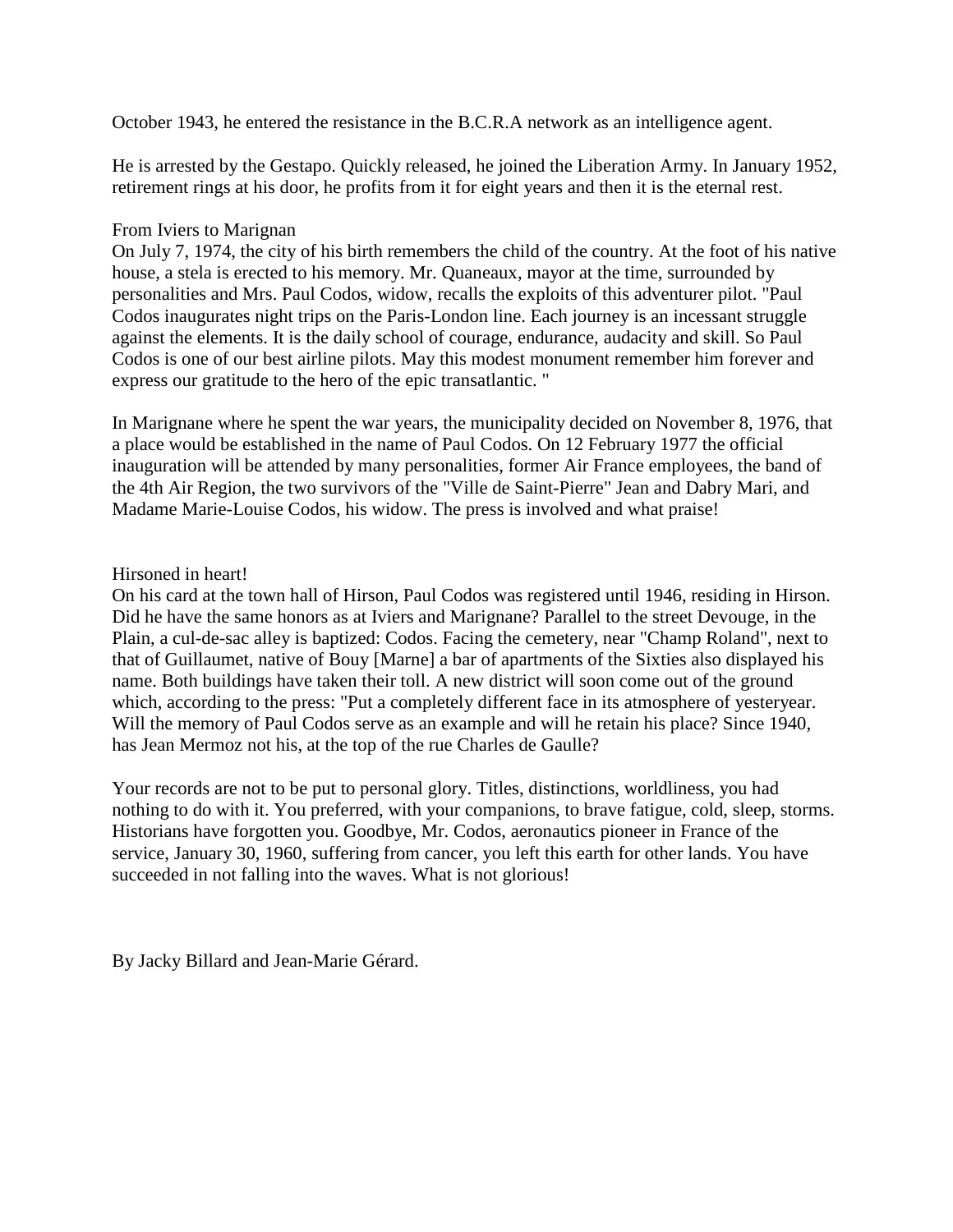October 1943, he entered the resistance in the B.C.R.A network as an intelligence agent.

He is arrested by the Gestapo. Quickly released, he joined the Liberation Army. In January 1952, retirement rings at his door, he profits from it for eight years and then it is the eternal rest.

From Iviers to Marignan

On July 7, 1974, the city of his birth remembers the child of the country. At the foot of his native house, a stela is erected to his memory. Mr. Quaneaux, mayor at the time, surrounded by personalities and Mrs. Paul Codos, widow, recalls the exploits of this adventurer pilot. "Paul Codos inaugurates night trips on the Paris-London line. Each journey is an incessant struggle against the elements. It is the daily school of courage, endurance, audacity and skill. So Paul Codos is one of our best airline pilots. May this modest monument remember him forever and express our gratitude to the hero of the epic transatlantic. "

In Marignane where he spent the war years, the municipality decided on November 8, 1976, that a place would be established in the name of Paul Codos. On 12 February 1977 the official inauguration will be attended by many personalities, former Air France employees, the band of the 4th Air Region, the two survivors of the "Ville de Saint-Pierre" Jean and Dabry Mari, and Madame Marie-Louise Codos, his widow. The press is involved and what praise!

Hirsoned in heart!

On his card at the town hall of Hirson, Paul Codos was registered until 1946, residing in Hirson. Did he have the same honors as at Iviers and Marignane? Parallel to the street Devouge, in the Plain, a cul-de-sac alley is baptized: Codos. Facing the cemetery, near "Champ Roland", next to that of Guillaumet, native of Bouy [Marne] a bar of apartments of the Sixties also displayed his name. Both buildings have taken their toll. A new district will soon come out of the ground which, according to the press: "Put a completely different face in its atmosphere of yesteryear. Will the memory of Paul Codos serve as an example and will he retain his place? Since 1940, has Jean Mermoz not his, at the top of the rue Charles de Gaulle?

Your records are not to be put to personal glory. Titles, distinctions, worldliness, you had nothing to do with it. You preferred, with your companions, to brave fatigue, cold, sleep, storms. Historians have forgotten you. Goodbye, Mr. Codos, aeronautics pioneer in France of the service, January 30, 1960, suffering from cancer, you left this earth for other lands. You have succeeded in not falling into the waves. What is not glorious!

By Jacky Billard and Jean-Marie Gérard.